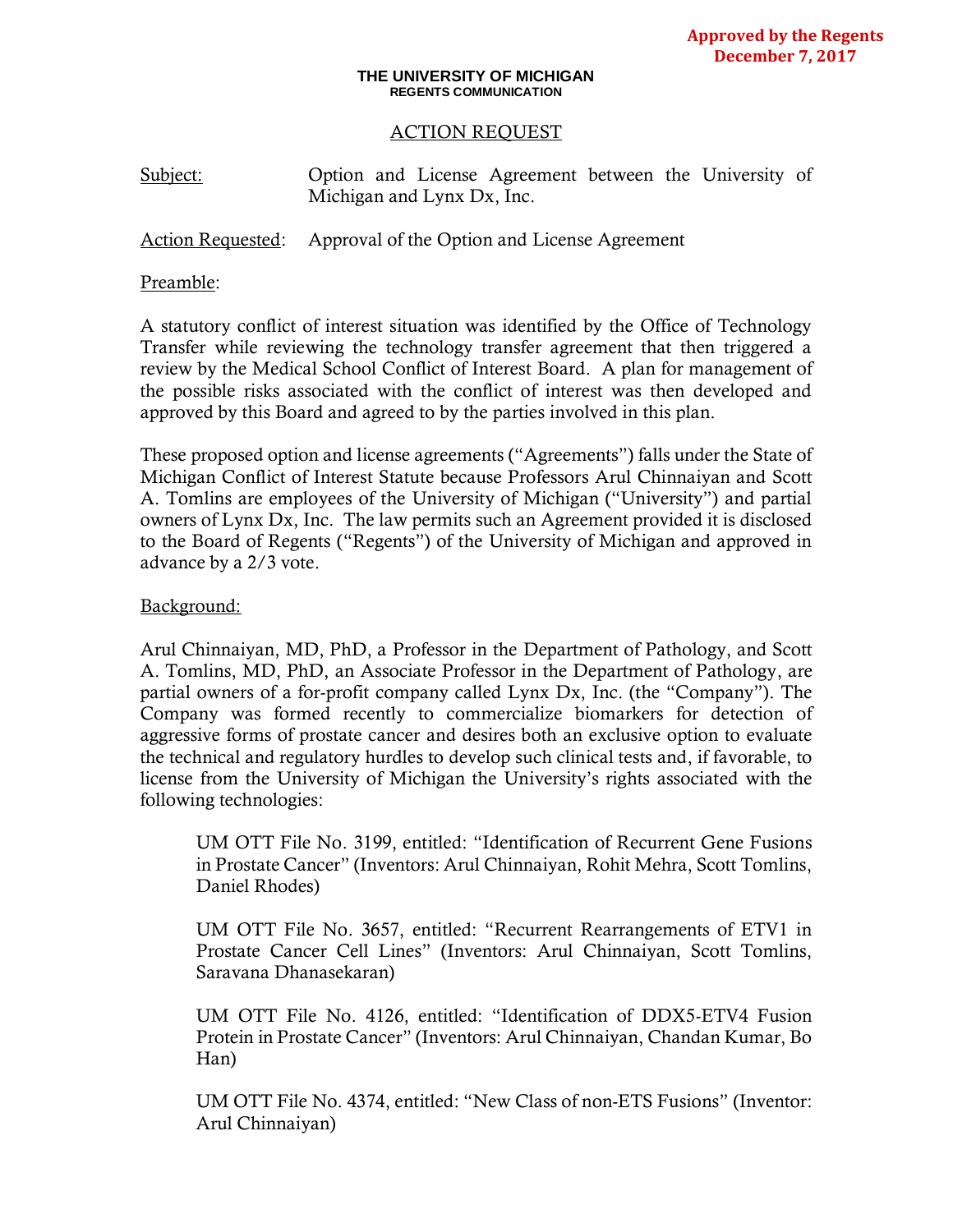**Approved by the Regents December 7, 2017**

**THE UNIVERSITY OF MICHIGAN**
**REGENTS COMMUNICATION**

ACTION REQUEST

Subject: Option and License Agreement between the University of Michigan and Lynx Dx, Inc.

Action Requested: Approval of the Option and License Agreement

Preamble:

A statutory conflict of interest situation was identified by the Office of Technology Transfer while reviewing the technology transfer agreement that then triggered a review by the Medical School Conflict of Interest Board. A plan for management of the possible risks associated with the conflict of interest was then developed and approved by this Board and agreed to by the parties involved in this plan.

These proposed option and license agreements ("Agreements") falls under the State of Michigan Conflict of Interest Statute because Professors Arul Chinnaiyan and Scott A. Tomlins are employees of the University of Michigan ("University") and partial owners of Lynx Dx, Inc. The law permits such an Agreement provided it is disclosed to the Board of Regents ("Regents") of the University of Michigan and approved in advance by a 2/3 vote.

Background:

Arul Chinnaiyan, MD, PhD, a Professor in the Department of Pathology, and Scott A. Tomlins, MD, PhD, an Associate Professor in the Department of Pathology, are partial owners of a for-profit company called Lynx Dx, Inc. (the "Company"). The Company was formed recently to commercialize biomarkers for detection of aggressive forms of prostate cancer and desires both an exclusive option to evaluate the technical and regulatory hurdles to develop such clinical tests and, if favorable, to license from the University of Michigan the University's rights associated with the following technologies:

> UM OTT File No. 3199, entitled: "Identification of Recurrent Gene Fusions in Prostate Cancer" (Inventors: Arul Chinnaiyan, Rohit Mehra, Scott Tomlins, Daniel Rhodes)
>
> UM OTT File No. 3657, entitled: "Recurrent Rearrangements of ETV1 in Prostate Cancer Cell Lines" (Inventors: Arul Chinnaiyan, Scott Tomlins, Saravana Dhanasekaran)
>
> UM OTT File No. 4126, entitled: "Identification of DDX5-ETV4 Fusion Protein in Prostate Cancer" (Inventors: Arul Chinnaiyan, Chandan Kumar, Bo Han)
>
> UM OTT File No. 4374, entitled: "New Class of non-ETS Fusions" (Inventor: Arul Chinnaiyan)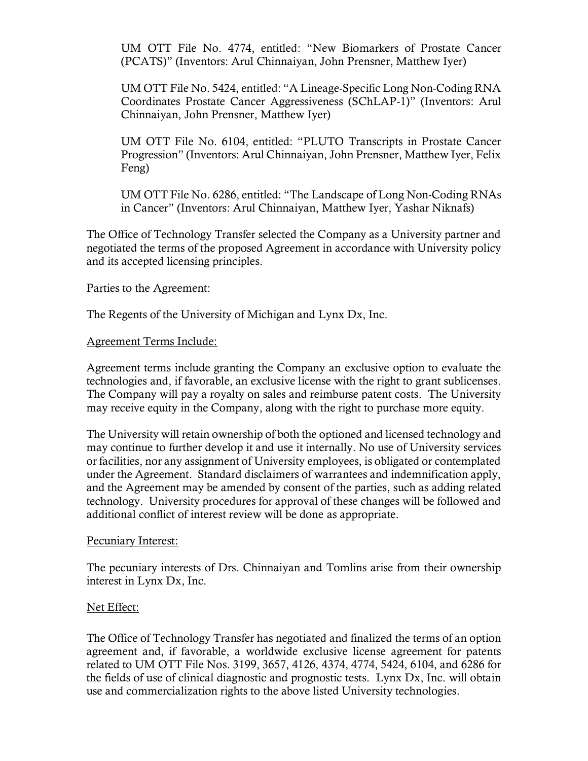UM OTT File No. 4774, entitled: "New Biomarkers of Prostate Cancer (PCATS)" (Inventors: Arul Chinnaiyan, John Prensner, Matthew Iyer)

UM OTT File No. 5424, entitled: "A Lineage-Specific Long Non-Coding RNA Coordinates Prostate Cancer Aggressiveness (SChLAP-1)" (Inventors: Arul Chinnaiyan, John Prensner, Matthew Iyer)

UM OTT File No. 6104, entitled: "PLUTO Transcripts in Prostate Cancer Progression" (Inventors: Arul Chinnaiyan, John Prensner, Matthew Iyer, Felix Feng)

UM OTT File No. 6286, entitled: "The Landscape of Long Non-Coding RNAs in Cancer" (Inventors: Arul Chinnaiyan, Matthew Iyer, Yashar Niknafs)

The Office of Technology Transfer selected the Company as a University partner and negotiated the terms of the proposed Agreement in accordance with University policy and its accepted licensing principles.

Parties to the Agreement:

The Regents of the University of Michigan and Lynx Dx, Inc.

Agreement Terms Include:

Agreement terms include granting the Company an exclusive option to evaluate the technologies and, if favorable, an exclusive license with the right to grant sublicenses. The Company will pay a royalty on sales and reimburse patent costs. The University may receive equity in the Company, along with the right to purchase more equity.

The University will retain ownership of both the optioned and licensed technology and may continue to further develop it and use it internally. No use of University services or facilities, nor any assignment of University employees, is obligated or contemplated under the Agreement. Standard disclaimers of warrantees and indemnification apply, and the Agreement may be amended by consent of the parties, such as adding related technology. University procedures for approval of these changes will be followed and additional conflict of interest review will be done as appropriate.

Pecuniary Interest:

The pecuniary interests of Drs. Chinnaiyan and Tomlins arise from their ownership interest in Lynx Dx, Inc.

Net Effect:

The Office of Technology Transfer has negotiated and finalized the terms of an option agreement and, if favorable, a worldwide exclusive license agreement for patents related to UM OTT File Nos. 3199, 3657, 4126, 4374, 4774, 5424, 6104, and 6286 for the fields of use of clinical diagnostic and prognostic tests. Lynx Dx, Inc. will obtain use and commercialization rights to the above listed University technologies.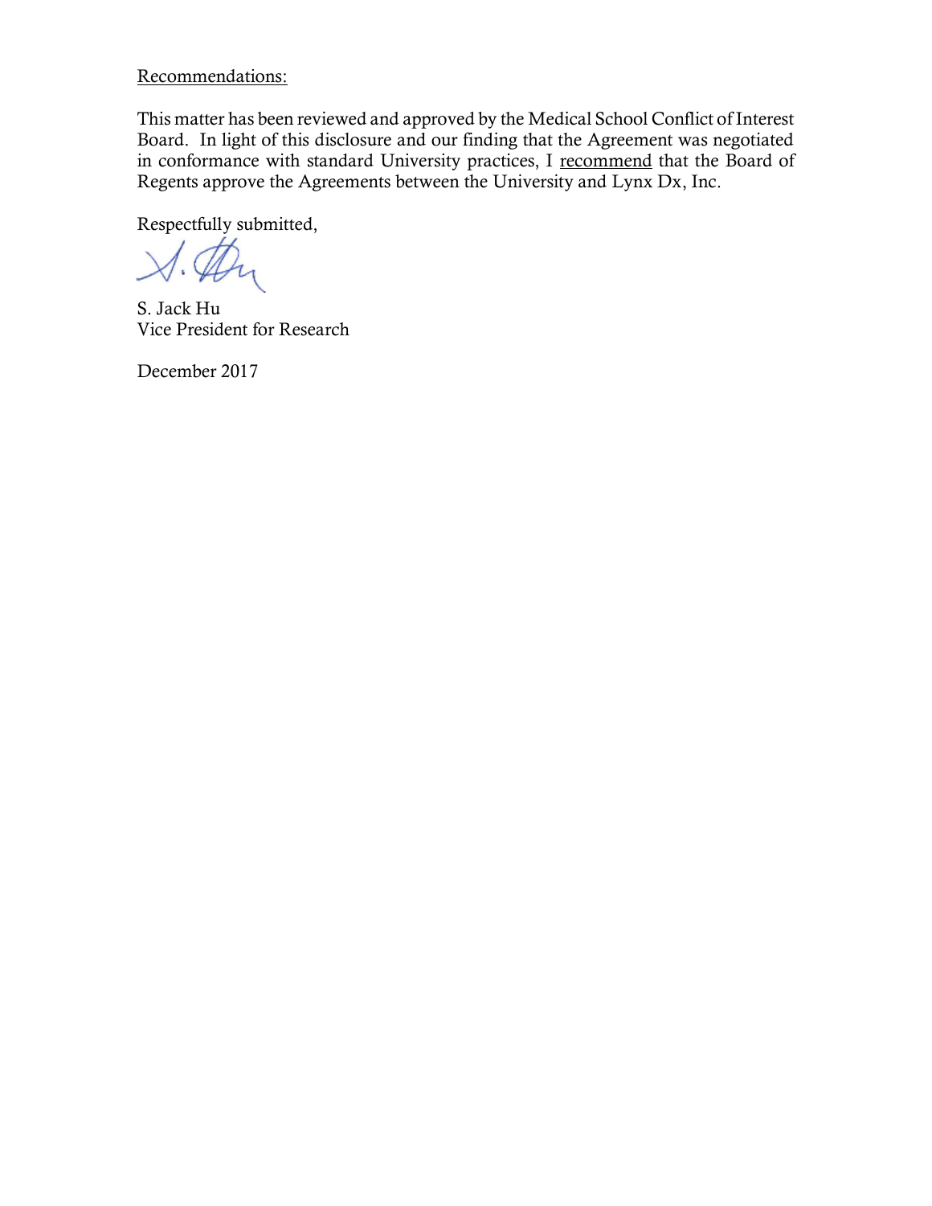Recommendations:

This matter has been reviewed and approved by the Medical School Conflict of Interest Board. In light of this disclosure and our finding that the Agreement was negotiated in conformance with standard University practices, I recommend that the Board of Regents approve the Agreements between the University and Lynx Dx, Inc.

Respectfully submitted,

S. Jack Hu
Vice President for Research

December 2017